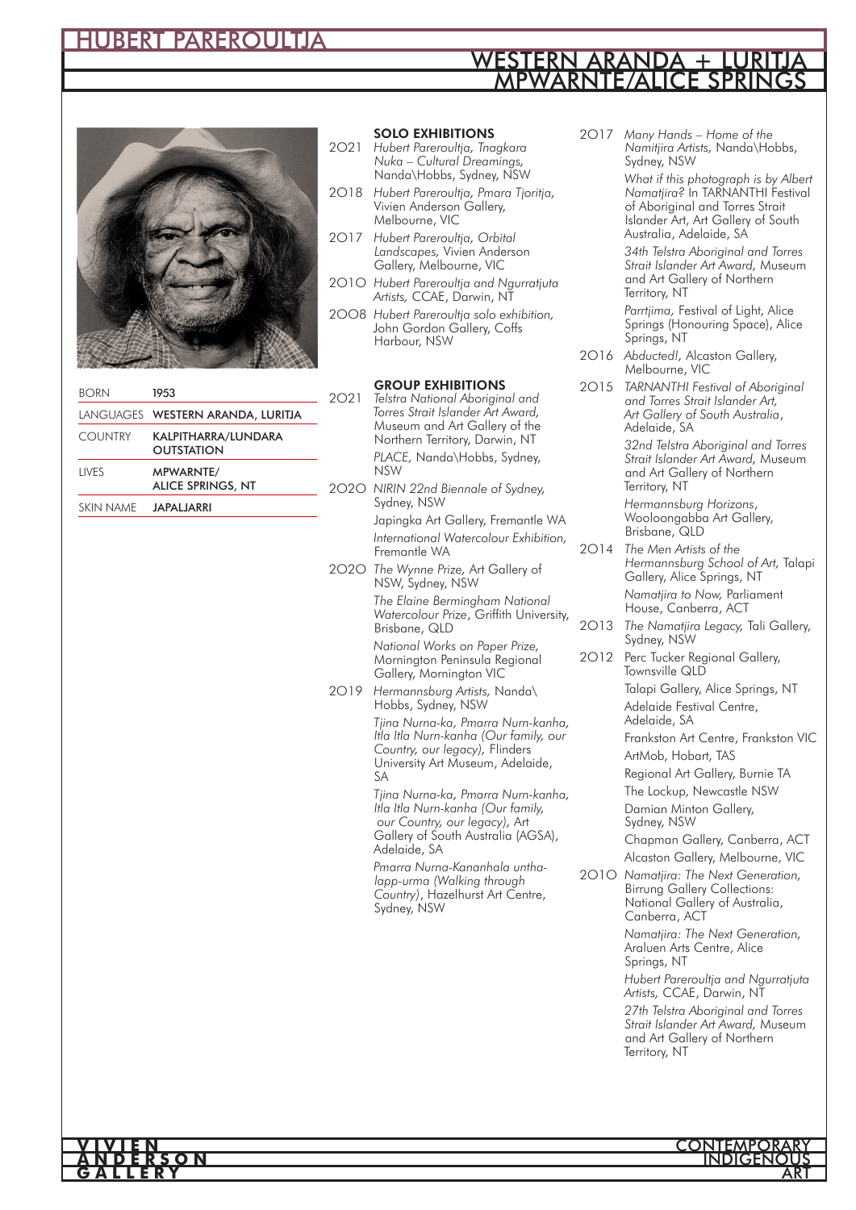# HUBERT PAREROULTJA

## WESTERN ARANDA + LURITJA
## MPWARNTE/ALICE SPRINGS

| | |
|---|---|
| BORN | **1953** |
| LANGUAGES | **WESTERN ARANDA, LURITJA** |
| COUNTRY | **KALPITHARRA/LUNDARA OUTSTATION** |
| LIVES | **MPWARNTE/ ALICE SPRINGS, NT** |
| SKIN NAME | **JAPALJARRI** |

### SOLO EXHIBITIONS

2021 *Hubert Pareroultja, Tnagkara Nuka – Cultural Dreamings,* Nanda\Hobbs, Sydney, NSW

2018 *Hubert Pareroultja, Pmara Tjoritja,* Vivien Anderson Gallery, Melbourne, VIC

2017 *Hubert Pareroultja, Orbital Landscapes,* Vivien Anderson Gallery, Melbourne, VIC

2010 *Hubert Pareroultja and Ngurratjuta Artists,* CCAE, Darwin, NT

2008 *Hubert Pareroultja solo exhibition,* John Gordon Gallery, Coffs Harbour, NSW

### GROUP EXHIBITIONS

2021 *Telstra National Aboriginal and Torres Strait Islander Art Award,* Museum and Art Gallery of the Northern Territory, Darwin, NT

*PLACE,* Nanda\Hobbs, Sydney, NSW

2020 *NIRIN 22nd Biennale of Sydney,* Sydney, NSW

Japingka Art Gallery, Fremantle WA

*International Watercolour Exhibition,* Fremantle WA

2020 *The Wynne Prize,* Art Gallery of NSW, Sydney, NSW

*The Elaine Bermingham National Watercolour Prize*, Griffith University, Brisbane, QLD

*National Works on Paper Prize,* Mornington Peninsula Regional Gallery, Mornington VIC

2019 *Hermannsburg Artists,* Nanda\Hobbs, Sydney, NSW

*Tjina Nurna-ka, Pmarra Nurn-kanha, Itla Itla Nurn-kanha (Our family, our Country, our legacy),* Flinders University Art Museum, Adelaide, SA

*Tjina Nurna-ka, Pmarra Nurn-kanha, Itla Itla Nurn-kanha (Our family, our Country, our legacy),* Art Gallery of South Australia (AGSA), Adelaide, SA

*Pmarra Nurna-Kananhala untha-lapp-urma (Walking through Country)*, Hazelhurst Art Centre, Sydney, NSW

2017 *Many Hands – Home of the Namitjira Artists,* Nanda\Hobbs, Sydney, NSW

*What if this photograph is by Albert Namatjira?* In TARNANTHI Festival of Aboriginal and Torres Strait Islander Art, Art Gallery of South Australia, Adelaide, SA

*34th Telstra Aboriginal and Torres Strait Islander Art Award,* Museum and Art Gallery of Northern Territory, NT

*Parrtjima*, Festival of Light, Alice Springs (Honouring Space), Alice Springs, NT

2016 *Abducted!,* Alcaston Gallery, Melbourne, VIC

2015 *TARNANTHI Festival of Aboriginal and Torres Strait Islander Art, Art Gallery of South Australia*, Adelaide, SA

*32nd Telstra Aboriginal and Torres Strait Islander Art Award,* Museum and Art Gallery of Northern Territory, NT

*Hermannsburg Horizons*, Wooloongabba Art Gallery, Brisbane, QLD

2014 *The Men Artists of the Hermannsburg School of Art,* Talapi Gallery, Alice Springs, NT

*Namatjira to Now,* Parliament House, Canberra, ACT

2013 *The Namatjira Legacy,* Tali Gallery, Sydney, NSW

2012 Perc Tucker Regional Gallery, Townsville QLD

Talapi Gallery, Alice Springs, NT

Adelaide Festival Centre, Adelaide, SA

Frankston Art Centre, Frankston VIC

ArtMob, Hobart, TAS

Regional Art Gallery, Burnie TA

The Lockup, Newcastle NSW

Damian Minton Gallery, Sydney, NSW

Chapman Gallery, Canberra, ACT

Alcaston Gallery, Melbourne, VIC

2010 *Namatjira: The Next Generation,* Birrung Gallery Collections: National Gallery of Australia, Canberra, ACT

*Namatjira: The Next Generation,* Araluen Arts Centre, Alice Springs, NT

*Hubert Pareroultja and Ngurratjuta Artists,* CCAE, Darwin, NT

*27th Telstra Aboriginal and Torres Strait Islander Art Award,* Museum and Art Gallery of Northern Territory, NT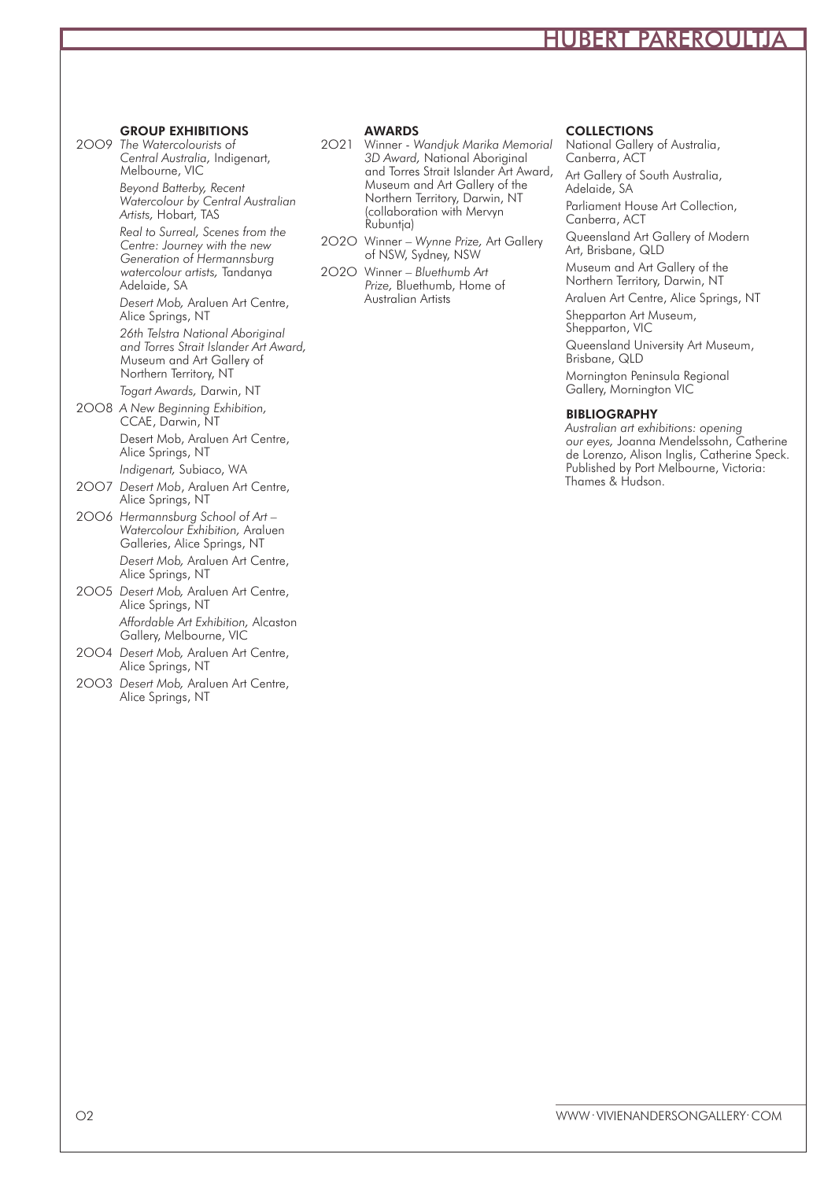## GROUP EXHIBITIONS

2009 *The Watercolourists of Central Australia,* Indigenart, Melbourne, VIC

*Beyond Batterby, Recent Watercolour by Central Australian Artists,* Hobart, TAS

*Real to Surreal, Scenes from the Centre: Journey with the new Generation of Hermannsburg watercolour artists,* Tandanya Adelaide, SA

*Desert Mob,* Araluen Art Centre, Alice Springs, NT

*26th Telstra National Aboriginal and Torres Strait Islander Art Award,* Museum and Art Gallery of Northern Territory, NT

*Togart Awards,* Darwin, NT

2008 *A New Beginning Exhibition,* CCAE, Darwin, NT

Desert Mob, Araluen Art Centre, Alice Springs, NT

*Indigenart,* Subiaco, WA

2007 *Desert Mob*, Araluen Art Centre, Alice Springs, NT

2006 *Hermannsburg School of Art – Watercolour Exhibition,* Araluen Galleries, Alice Springs, NT

*Desert Mob,* Araluen Art Centre, Alice Springs, NT

2005 *Desert Mob,* Araluen Art Centre, Alice Springs, NT

*Affordable Art Exhibition,* Alcaston Gallery, Melbourne, VIC

2004 *Desert Mob,* Araluen Art Centre, Alice Springs, NT

2003 *Desert Mob,* Araluen Art Centre, Alice Springs, NT

## AWARDS

2021 Winner - *Wandjuk Marika Memorial 3D Award,* National Aboriginal and Torres Strait Islander Art Award, Museum and Art Gallery of the Northern Territory, Darwin, NT (collaboration with Mervyn Rubuntja)

2020 Winner – *Wynne Prize,* Art Gallery of NSW, Sydney, NSW

2020 Winner – *Bluethumb Art Prize,* Bluethumb, Home of Australian Artists

## COLLECTIONS

National Gallery of Australia, Canberra, ACT

Art Gallery of South Australia, Adelaide, SA

Parliament House Art Collection, Canberra, ACT

Queensland Art Gallery of Modern Art, Brisbane, QLD

Museum and Art Gallery of the Northern Territory, Darwin, NT

Araluen Art Centre, Alice Springs, NT

Shepparton Art Museum, Shepparton, VIC

Queensland University Art Museum, Brisbane, QLD

Mornington Peninsula Regional Gallery, Mornington VIC

## BIBLIOGRAPHY

*Australian art exhibitions: opening our eyes,* Joanna Mendelssohn, Catherine de Lorenzo, Alison Inglis, Catherine Speck. Published by Port Melbourne, Victoria: Thames & Hudson.